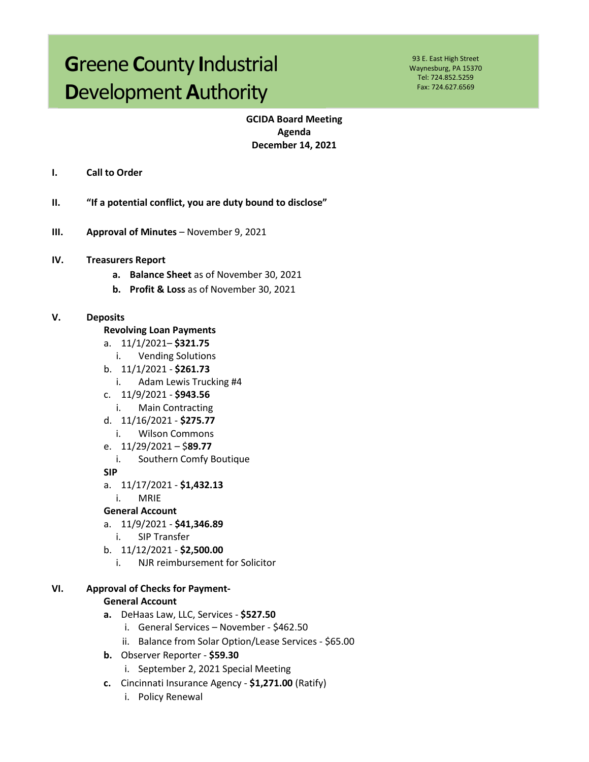# **G**reene **C**ounty **I**ndustrial **D**evelopment **A**uthority

93 E. East High Street
Waynesburg, PA 15370
Tel: 724.852.5259
Fax: 724.627.6569

**GCIDA Board Meeting**
**Agenda**
**December 14, 2021**

**I. Call to Order**

**II. "If a potential conflict, you are duty bound to disclose"**

**III. Approval of Minutes** – November 9, 2021

**IV. Treasurers Report**

- **a. Balance Sheet** as of November 30, 2021
- **b. Profit & Loss** as of November 30, 2021

**V. Deposits**

**Revolving Loan Payments**

- a. 11/1/2021– **$321.75**
  - i. Vending Solutions
- b. 11/1/2021 - **$261.73**
  - i. Adam Lewis Trucking #4
- c. 11/9/2021 - **$943.56**
  - i. Main Contracting
- d. 11/16/2021 - **$275.77**
  - i. Wilson Commons
- e. 11/29/2021 – $**89.77**
  - i. Southern Comfy Boutique

**SIP**

- a. 11/17/2021 - **$1,432.13**
  - i. MRIE

**General Account**

- a. 11/9/2021 - **$41,346.89**
  - i. SIP Transfer
- b. 11/12/2021 - **$2,500.00**
  - i. NJR reimbursement for Solicitor

**VI. Approval of Checks for Payment-**

**General Account**

- **a.** DeHaas Law, LLC, Services - **$527.50**
  - i. General Services – November - $462.50
  - ii. Balance from Solar Option/Lease Services - $65.00
- **b.** Observer Reporter - **$59.30**
  - i. September 2, 2021 Special Meeting
- **c.** Cincinnati Insurance Agency - **$1,271.00** (Ratify)
  - i. Policy Renewal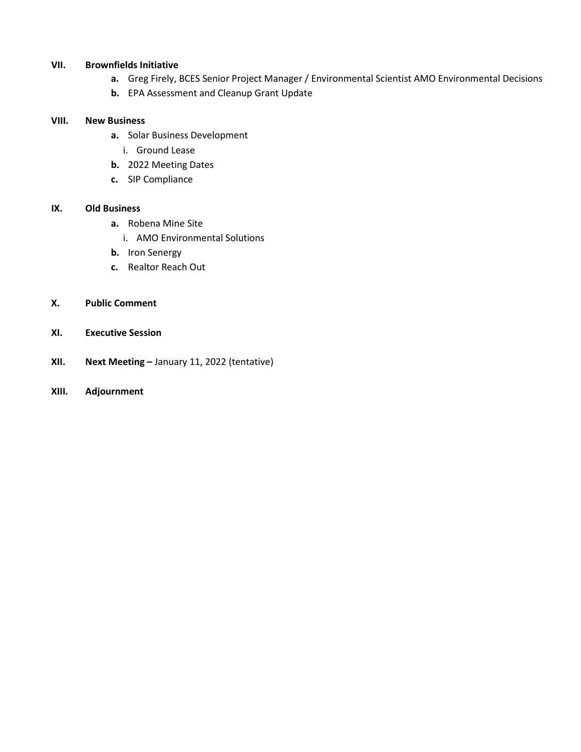**VII. Brownfields Initiative**

- **a.** Greg Firely, BCES Senior Project Manager / Environmental Scientist AMO Environmental Decisions
- **b.** EPA Assessment and Cleanup Grant Update

**VIII. New Business**

- **a.** Solar Business Development
  - i. Ground Lease
- **b.** 2022 Meeting Dates
- **c.** SIP Compliance

**IX. Old Business**

- **a.** Robena Mine Site
  - i. AMO Environmental Solutions
- **b.** Iron Senergy
- **c.** Realtor Reach Out

**X. Public Comment**

**XI. Executive Session**

**XII. Next Meeting –** January 11, 2022 (tentative)

**XIII. Adjournment**